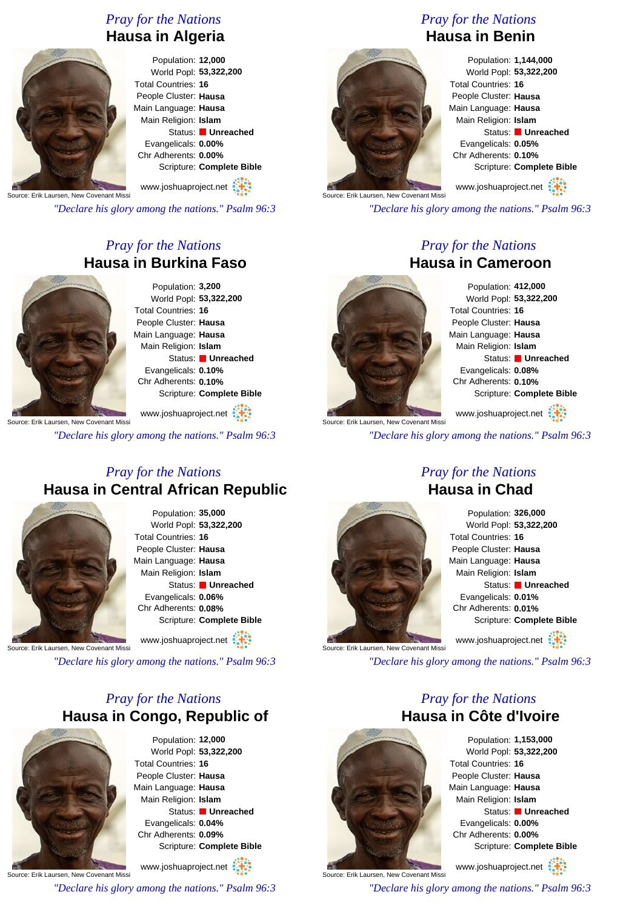*Pray for the Nations*

## Hausa in Algeria

Source: Erik Laursen, New Covenant Missi

Population: **12,000**
World Popl: **53,322,200**
Total Countries: **16**
People Cluster: **Hausa**
Main Language: **Hausa**
Main Religion: **Islam**
Status: **Unreached**
Evangelicals: **0.00%**
Chr Adherents: **0.00%**
Scripture: **Complete Bible**

www.joshuaproject.net

*"Declare his glory among the nations." Psalm 96:3*

*Pray for the Nations*

## Hausa in Benin

Source: Erik Laursen, New Covenant Missi

Population: **1,144,000**
World Popl: **53,322,200**
Total Countries: **16**
People Cluster: **Hausa**
Main Language: **Hausa**
Main Religion: **Islam**
Status: **Unreached**
Evangelicals: **0.05%**
Chr Adherents: **0.10%**
Scripture: **Complete Bible**

www.joshuaproject.net

*"Declare his glory among the nations." Psalm 96:3*

*Pray for the Nations*

## Hausa in Burkina Faso

Source: Erik Laursen, New Covenant Missi

Population: **3,200**
World Popl: **53,322,200**
Total Countries: **16**
People Cluster: **Hausa**
Main Language: **Hausa**
Main Religion: **Islam**
Status: **Unreached**
Evangelicals: **0.10%**
Chr Adherents: **0.10%**
Scripture: **Complete Bible**

www.joshuaproject.net

*"Declare his glory among the nations." Psalm 96:3*

*Pray for the Nations*

## Hausa in Cameroon

Source: Erik Laursen, New Covenant Missi

Population: **412,000**
World Popl: **53,322,200**
Total Countries: **16**
People Cluster: **Hausa**
Main Language: **Hausa**
Main Religion: **Islam**
Status: **Unreached**
Evangelicals: **0.08%**
Chr Adherents: **0.10%**
Scripture: **Complete Bible**

www.joshuaproject.net

*"Declare his glory among the nations." Psalm 96:3*

*Pray for the Nations*

## Hausa in Central African Republic

Source: Erik Laursen, New Covenant Missi

Population: **35,000**
World Popl: **53,322,200**
Total Countries: **16**
People Cluster: **Hausa**
Main Language: **Hausa**
Main Religion: **Islam**
Status: **Unreached**
Evangelicals: **0.06%**
Chr Adherents: **0.08%**
Scripture: **Complete Bible**

www.joshuaproject.net

*"Declare his glory among the nations." Psalm 96:3*

*Pray for the Nations*

## Hausa in Chad

Source: Erik Laursen, New Covenant Missi

Population: **326,000**
World Popl: **53,322,200**
Total Countries: **16**
People Cluster: **Hausa**
Main Language: **Hausa**
Main Religion: **Islam**
Status: **Unreached**
Evangelicals: **0.01%**
Chr Adherents: **0.01%**
Scripture: **Complete Bible**

www.joshuaproject.net

*"Declare his glory among the nations." Psalm 96:3*

*Pray for the Nations*

## Hausa in Congo, Republic of

Source: Erik Laursen, New Covenant Missi

Population: **12,000**
World Popl: **53,322,200**
Total Countries: **16**
People Cluster: **Hausa**
Main Language: **Hausa**
Main Religion: **Islam**
Status: **Unreached**
Evangelicals: **0.04%**
Chr Adherents: **0.09%**
Scripture: **Complete Bible**

www.joshuaproject.net

*"Declare his glory among the nations." Psalm 96:3*

*Pray for the Nations*

## Hausa in Côte d'Ivoire

Source: Erik Laursen, New Covenant Missi

Population: **1,153,000**
World Popl: **53,322,200**
Total Countries: **16**
People Cluster: **Hausa**
Main Language: **Hausa**
Main Religion: **Islam**
Status: **Unreached**
Evangelicals: **0.00%**
Chr Adherents: **0.00%**
Scripture: **Complete Bible**

www.joshuaproject.net

*"Declare his glory among the nations." Psalm 96:3*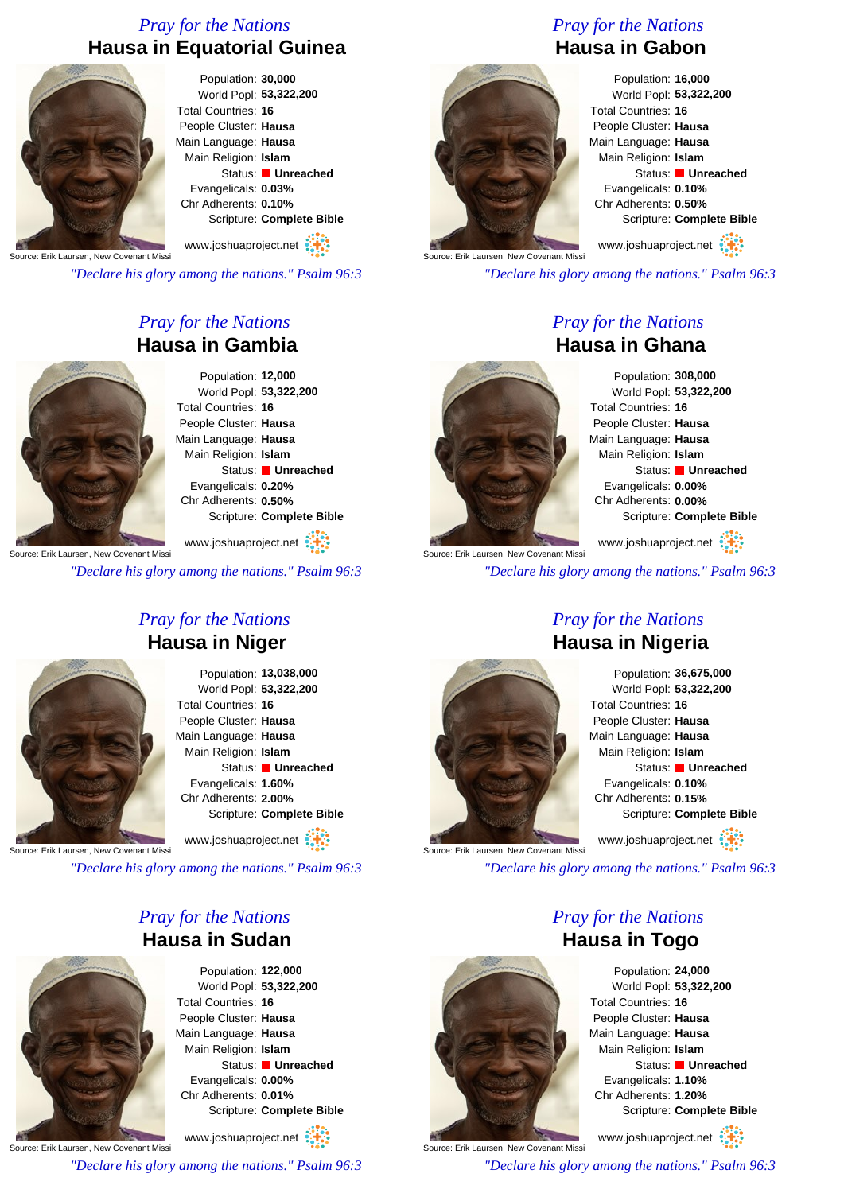*Pray for the Nations*

## Hausa in Equatorial Guinea

Population: **30,000**
World Popl: **53,322,200**
Total Countries: **16**
People Cluster: **Hausa**
Main Language: **Hausa**
Main Religion: **Islam**
Status: **Unreached**
Evangelicals: **0.03%**
Chr Adherents: **0.10%**
Scripture: **Complete Bible**

Source: Erik Laursen, New Covenant Missi

www.joshuaproject.net

*"Declare his glory among the nations." Psalm 96:3*

*Pray for the Nations*

## Hausa in Gabon

Population: **16,000**
World Popl: **53,322,200**
Total Countries: **16**
People Cluster: **Hausa**
Main Language: **Hausa**
Main Religion: **Islam**
Status: **Unreached**
Evangelicals: **0.10%**
Chr Adherents: **0.50%**
Scripture: **Complete Bible**

Source: Erik Laursen, New Covenant Missi

www.joshuaproject.net

*"Declare his glory among the nations." Psalm 96:3*

*Pray for the Nations*

## Hausa in Gambia

Population: **12,000**
World Popl: **53,322,200**
Total Countries: **16**
People Cluster: **Hausa**
Main Language: **Hausa**
Main Religion: **Islam**
Status: **Unreached**
Evangelicals: **0.20%**
Chr Adherents: **0.50%**
Scripture: **Complete Bible**

Source: Erik Laursen, New Covenant Missi

www.joshuaproject.net

*"Declare his glory among the nations." Psalm 96:3*

*Pray for the Nations*

## Hausa in Ghana

Population: **308,000**
World Popl: **53,322,200**
Total Countries: **16**
People Cluster: **Hausa**
Main Language: **Hausa**
Main Religion: **Islam**
Status: **Unreached**
Evangelicals: **0.00%**
Chr Adherents: **0.00%**
Scripture: **Complete Bible**

Source: Erik Laursen, New Covenant Missi

www.joshuaproject.net

*"Declare his glory among the nations." Psalm 96:3*

*Pray for the Nations*

## Hausa in Niger

Population: **13,038,000**
World Popl: **53,322,200**
Total Countries: **16**
People Cluster: **Hausa**
Main Language: **Hausa**
Main Religion: **Islam**
Status: **Unreached**
Evangelicals: **1.60%**
Chr Adherents: **2.00%**
Scripture: **Complete Bible**

Source: Erik Laursen, New Covenant Missi

www.joshuaproject.net

*"Declare his glory among the nations." Psalm 96:3*

*Pray for the Nations*

## Hausa in Nigeria

Population: **36,675,000**
World Popl: **53,322,200**
Total Countries: **16**
People Cluster: **Hausa**
Main Language: **Hausa**
Main Religion: **Islam**
Status: **Unreached**
Evangelicals: **0.10%**
Chr Adherents: **0.15%**
Scripture: **Complete Bible**

Source: Erik Laursen, New Covenant Missi

www.joshuaproject.net

*"Declare his glory among the nations." Psalm 96:3*

*Pray for the Nations*

## Hausa in Sudan

Population: **122,000**
World Popl: **53,322,200**
Total Countries: **16**
People Cluster: **Hausa**
Main Language: **Hausa**
Main Religion: **Islam**
Status: **Unreached**
Evangelicals: **0.00%**
Chr Adherents: **0.01%**
Scripture: **Complete Bible**

Source: Erik Laursen, New Covenant Missi

www.joshuaproject.net

*"Declare his glory among the nations." Psalm 96:3*

*Pray for the Nations*

## Hausa in Togo

Population: **24,000**
World Popl: **53,322,200**
Total Countries: **16**
People Cluster: **Hausa**
Main Language: **Hausa**
Main Religion: **Islam**
Status: **Unreached**
Evangelicals: **1.10%**
Chr Adherents: **1.20%**
Scripture: **Complete Bible**

Source: Erik Laursen, New Covenant Missi

www.joshuaproject.net

*"Declare his glory among the nations." Psalm 96:3*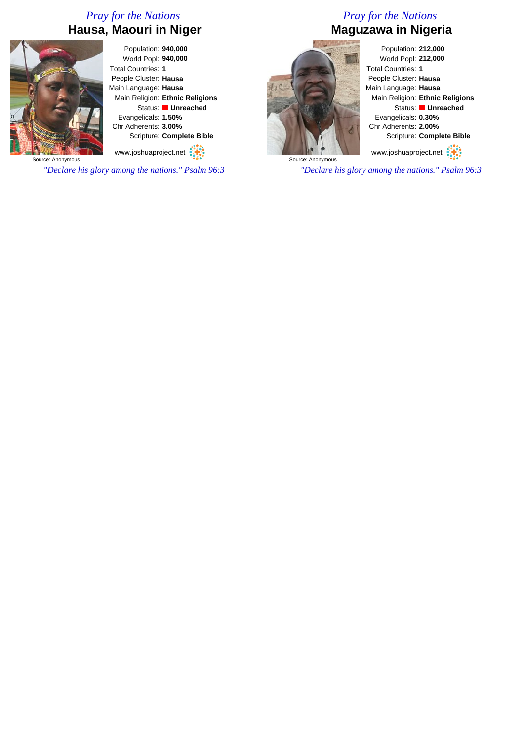*Pray for the Nations*

## Hausa, Maouri in Niger

Source: Anonymous

| | |
|---|---|
| Population: | **940,000** |
| World Popl: | **940,000** |
| Total Countries: | **1** |
| People Cluster: | **Hausa** |
| Main Language: | **Hausa** |
| Main Religion: | **Ethnic Religions** |
| Status: | **Unreached** |
| Evangelicals: | **1.50%** |
| Chr Adherents: | **3.00%** |
| Scripture: | **Complete Bible** |

www.joshuaproject.net

*"Declare his glory among the nations." Psalm 96:3*

*Pray for the Nations*

## Maguzawa in Nigeria

Source: Anonymous

| | |
|---|---|
| Population: | **212,000** |
| World Popl: | **212,000** |
| Total Countries: | **1** |
| People Cluster: | **Hausa** |
| Main Language: | **Hausa** |
| Main Religion: | **Ethnic Religions** |
| Status: | **Unreached** |
| Evangelicals: | **0.30%** |
| Chr Adherents: | **2.00%** |
| Scripture: | **Complete Bible** |

www.joshuaproject.net

*"Declare his glory among the nations." Psalm 96:3*